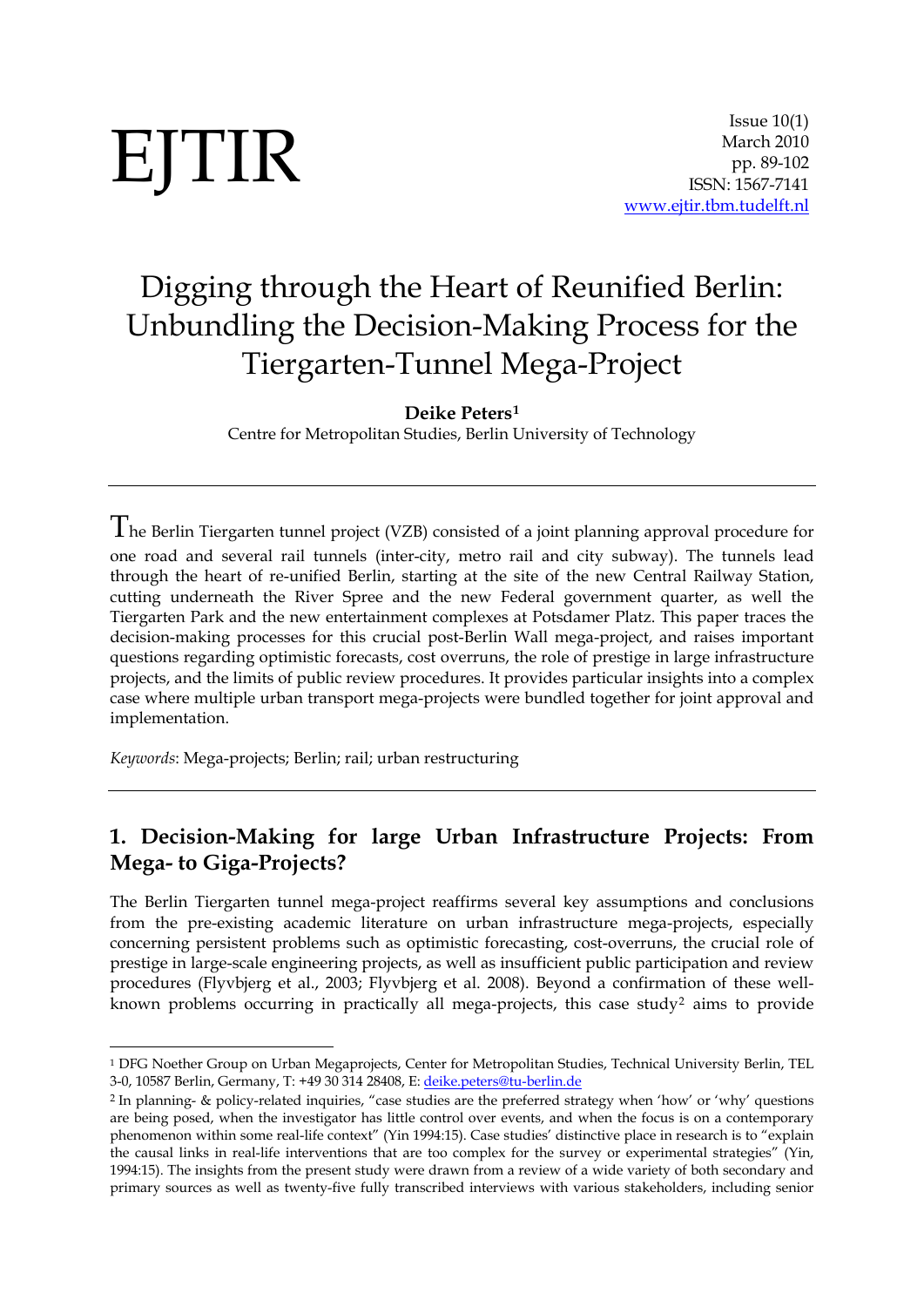EJTIR

Issue 10(1)
March 2010
pp. 89-102
ISSN: 1567-7141
www.ejtir.tbm.tudelft.nl

# Digging through the Heart of Reunified Berlin: Unbundling the Decision-Making Process for the Tiergarten-Tunnel Mega-Project

**Deike Peters**[1]
Centre for Metropolitan Studies, Berlin University of Technology

---

The Berlin Tiergarten tunnel project (VZB) consisted of a joint planning approval procedure for one road and several rail tunnels (inter-city, metro rail and city subway). The tunnels lead through the heart of re-unified Berlin, starting at the site of the new Central Railway Station, cutting underneath the River Spree and the new Federal government quarter, as well the Tiergarten Park and the new entertainment complexes at Potsdamer Platz. This paper traces the decision-making processes for this crucial post-Berlin Wall mega-project, and raises important questions regarding optimistic forecasts, cost overruns, the role of prestige in large infrastructure projects, and the limits of public review procedures. It provides particular insights into a complex case where multiple urban transport mega-projects were bundled together for joint approval and implementation.

*Keywords*: Mega-projects; Berlin; rail; urban restructuring

---

## 1. Decision-Making for large Urban Infrastructure Projects: From Mega- to Giga-Projects?

The Berlin Tiergarten tunnel mega-project reaffirms several key assumptions and conclusions from the pre-existing academic literature on urban infrastructure mega-projects, especially concerning persistent problems such as optimistic forecasting, cost-overruns, the crucial role of prestige in large-scale engineering projects, as well as insufficient public participation and review procedures (Flyvbjerg et al., 2003; Flyvbjerg et al. 2008). Beyond a confirmation of these well-known problems occurring in practically all mega-projects, this case study[2] aims to provide

---

[1] DFG Noether Group on Urban Megaprojects, Center for Metropolitan Studies, Technical University Berlin, TEL 3-0, 10587 Berlin, Germany, T: +49 30 314 28408, E: deike.peters@tu-berlin.de

[2] In planning- & policy-related inquiries, "case studies are the preferred strategy when 'how' or 'why' questions are being posed, when the investigator has little control over events, and when the focus is on a contemporary phenomenon within some real-life context" (Yin 1994:15). Case studies' distinctive place in research is to "explain the causal links in real-life interventions that are too complex for the survey or experimental strategies" (Yin, 1994:15). The insights from the present study were drawn from a review of a wide variety of both secondary and primary sources as well as twenty-five fully transcribed interviews with various stakeholders, including senior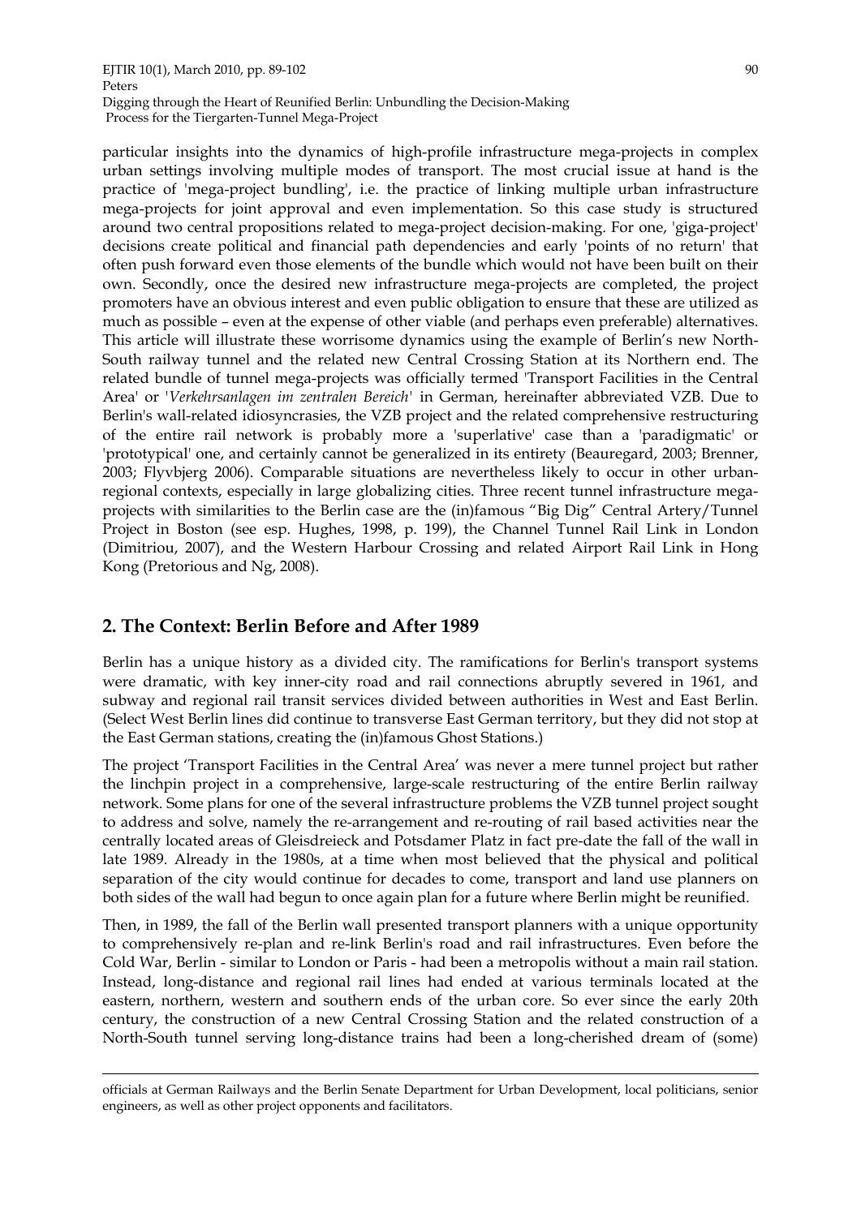particular insights into the dynamics of high-profile infrastructure mega-projects in complex urban settings involving multiple modes of transport. The most crucial issue at hand is the practice of 'mega-project bundling', i.e. the practice of linking multiple urban infrastructure mega-projects for joint approval and even implementation. So this case study is structured around two central propositions related to mega-project decision-making. For one, 'giga-project' decisions create political and financial path dependencies and early 'points of no return' that often push forward even those elements of the bundle which would not have been built on their own. Secondly, once the desired new infrastructure mega-projects are completed, the project promoters have an obvious interest and even public obligation to ensure that these are utilized as much as possible – even at the expense of other viable (and perhaps even preferable) alternatives. This article will illustrate these worrisome dynamics using the example of Berlin's new North-South railway tunnel and the related new Central Crossing Station at its Northern end. The related bundle of tunnel mega-projects was officially termed 'Transport Facilities in the Central Area' or '*Verkehrsanlagen im zentralen Bereich*' in German, hereinafter abbreviated VZB. Due to Berlin's wall-related idiosyncrasies, the VZB project and the related comprehensive restructuring of the entire rail network is probably more a 'superlative' case than a 'paradigmatic' or 'prototypical' one, and certainly cannot be generalized in its entirety (Beauregard, 2003; Brenner, 2003; Flyvbjerg 2006). Comparable situations are nevertheless likely to occur in other urban-regional contexts, especially in large globalizing cities. Three recent tunnel infrastructure mega-projects with similarities to the Berlin case are the (in)famous "Big Dig" Central Artery/Tunnel Project in Boston (see esp. Hughes, 1998, p. 199), the Channel Tunnel Rail Link in London (Dimitriou, 2007), and the Western Harbour Crossing and related Airport Rail Link in Hong Kong (Pretorious and Ng, 2008).

## 2. The Context: Berlin Before and After 1989

Berlin has a unique history as a divided city. The ramifications for Berlin's transport systems were dramatic, with key inner-city road and rail connections abruptly severed in 1961, and subway and regional rail transit services divided between authorities in West and East Berlin. (Select West Berlin lines did continue to transverse East German territory, but they did not stop at the East German stations, creating the (in)famous Ghost Stations.)

The project 'Transport Facilities in the Central Area' was never a mere tunnel project but rather the linchpin project in a comprehensive, large-scale restructuring of the entire Berlin railway network. Some plans for one of the several infrastructure problems the VZB tunnel project sought to address and solve, namely the re-arrangement and re-routing of rail based activities near the centrally located areas of Gleisdreieck and Potsdamer Platz in fact pre-date the fall of the wall in late 1989. Already in the 1980s, at a time when most believed that the physical and political separation of the city would continue for decades to come, transport and land use planners on both sides of the wall had begun to once again plan for a future where Berlin might be reunified.

Then, in 1989, the fall of the Berlin wall presented transport planners with a unique opportunity to comprehensively re-plan and re-link Berlin's road and rail infrastructures. Even before the Cold War, Berlin - similar to London or Paris - had been a metropolis without a main rail station. Instead, long-distance and regional rail lines had ended at various terminals located at the eastern, northern, western and southern ends of the urban core. So ever since the early 20th century, the construction of a new Central Crossing Station and the related construction of a North-South tunnel serving long-distance trains had been a long-cherished dream of (some)

---

officials at German Railways and the Berlin Senate Department for Urban Development, local politicians, senior engineers, as well as other project opponents and facilitators.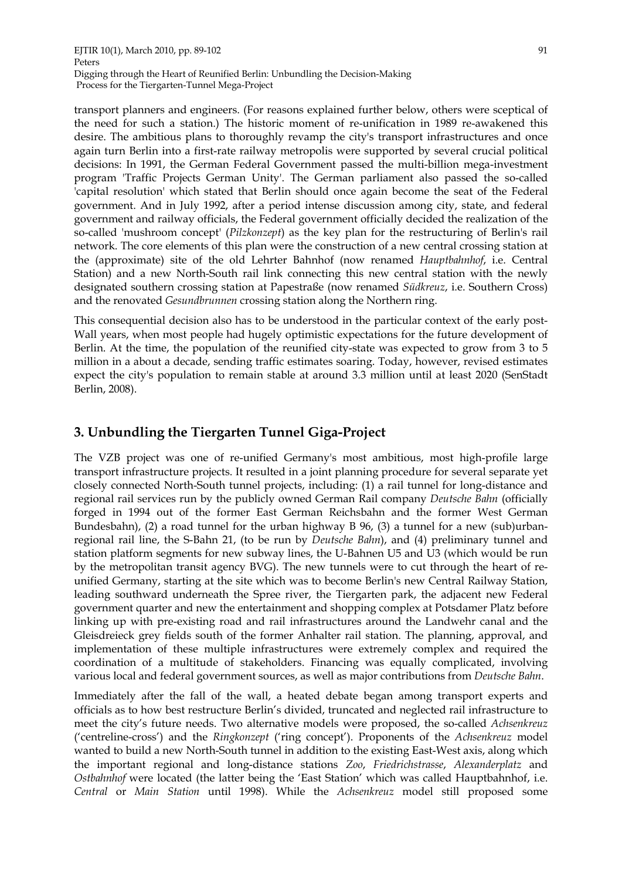transport planners and engineers. (For reasons explained further below, others were sceptical of the need for such a station.) The historic moment of re-unification in 1989 re-awakened this desire. The ambitious plans to thoroughly revamp the city's transport infrastructures and once again turn Berlin into a first-rate railway metropolis were supported by several crucial political decisions: In 1991, the German Federal Government passed the multi-billion mega-investment program 'Traffic Projects German Unity'. The German parliament also passed the so-called 'capital resolution' which stated that Berlin should once again become the seat of the Federal government. And in July 1992, after a period intense discussion among city, state, and federal government and railway officials, the Federal government officially decided the realization of the so-called 'mushroom concept' (*Pilzkonzept*) as the key plan for the restructuring of Berlin's rail network. The core elements of this plan were the construction of a new central crossing station at the (approximate) site of the old Lehrter Bahnhof (now renamed *Hauptbahnhof*, i.e. Central Station) and a new North-South rail link connecting this new central station with the newly designated southern crossing station at Papestraße (now renamed *Südkreuz*, i.e. Southern Cross) and the renovated *Gesundbrunnen* crossing station along the Northern ring.

This consequential decision also has to be understood in the particular context of the early post-Wall years, when most people had hugely optimistic expectations for the future development of Berlin. At the time, the population of the reunified city-state was expected to grow from 3 to 5 million in a about a decade, sending traffic estimates soaring. Today, however, revised estimates expect the city's population to remain stable at around 3.3 million until at least 2020 (SenStadt Berlin, 2008).

## 3. Unbundling the Tiergarten Tunnel Giga-Project

The VZB project was one of re-unified Germany's most ambitious, most high-profile large transport infrastructure projects. It resulted in a joint planning procedure for several separate yet closely connected North-South tunnel projects, including: (1) a rail tunnel for long-distance and regional rail services run by the publicly owned German Rail company *Deutsche Bahn* (officially forged in 1994 out of the former East German Reichsbahn and the former West German Bundesbahn), (2) a road tunnel for the urban highway B 96, (3) a tunnel for a new (sub)urban-regional rail line, the S-Bahn 21, (to be run by *Deutsche Bahn*), and (4) preliminary tunnel and station platform segments for new subway lines, the U-Bahnen U5 and U3 (which would be run by the metropolitan transit agency BVG). The new tunnels were to cut through the heart of re-unified Germany, starting at the site which was to become Berlin's new Central Railway Station, leading southward underneath the Spree river, the Tiergarten park, the adjacent new Federal government quarter and new the entertainment and shopping complex at Potsdamer Platz before linking up with pre-existing road and rail infrastructures around the Landwehr canal and the Gleisdreieck grey fields south of the former Anhalter rail station. The planning, approval, and implementation of these multiple infrastructures were extremely complex and required the coordination of a multitude of stakeholders. Financing was equally complicated, involving various local and federal government sources, as well as major contributions from *Deutsche Bahn*.

Immediately after the fall of the wall, a heated debate began among transport experts and officials as to how best restructure Berlin's divided, truncated and neglected rail infrastructure to meet the city's future needs. Two alternative models were proposed, the so-called *Achsenkreuz* ('centreline-cross') and the *Ringkonzept* ('ring concept'). Proponents of the *Achsenkreuz* model wanted to build a new North-South tunnel in addition to the existing East-West axis, along which the important regional and long-distance stations *Zoo*, *Friedrichstrasse*, *Alexanderplatz* and *Ostbahnhof* were located (the latter being the 'East Station' which was called Hauptbahnhof, i.e. *Central* or *Main Station* until 1998). While the *Achsenkreuz* model still proposed some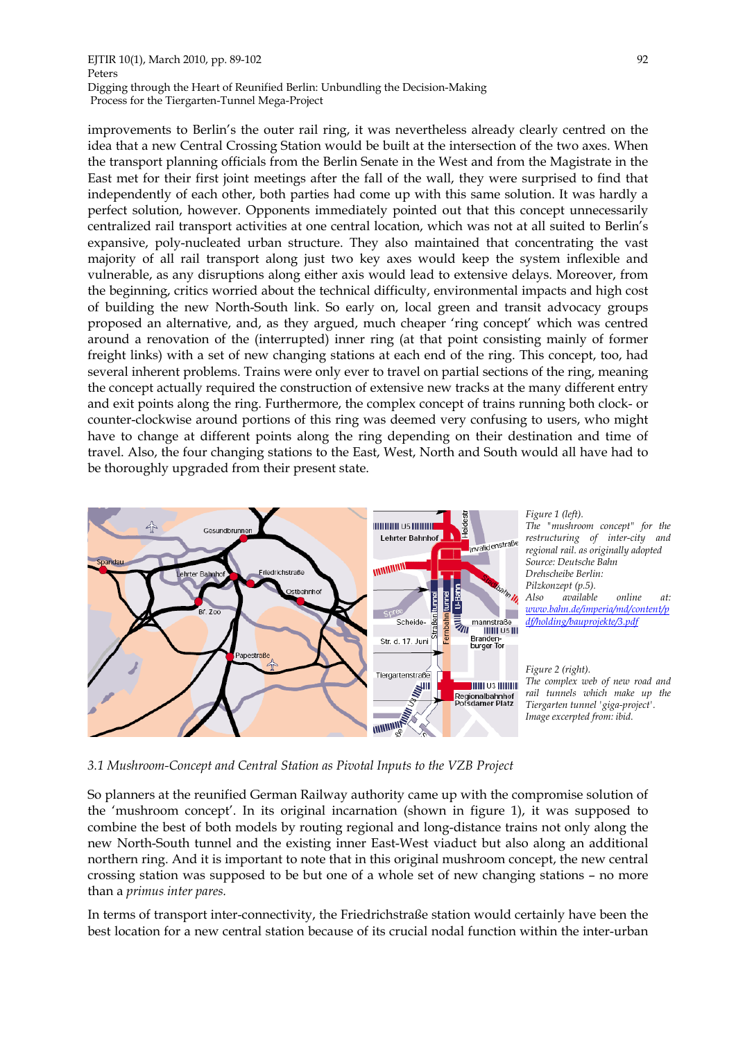improvements to Berlin's the outer rail ring, it was nevertheless already clearly centred on the idea that a new Central Crossing Station would be built at the intersection of the two axes. When the transport planning officials from the Berlin Senate in the West and from the Magistrate in the East met for their first joint meetings after the fall of the wall, they were surprised to find that independently of each other, both parties had come up with this same solution. It was hardly a perfect solution, however. Opponents immediately pointed out that this concept unnecessarily centralized rail transport activities at one central location, which was not at all suited to Berlin's expansive, poly-nucleated urban structure. They also maintained that concentrating the vast majority of all rail transport along just two key axes would keep the system inflexible and vulnerable, as any disruptions along either axis would lead to extensive delays. Moreover, from the beginning, critics worried about the technical difficulty, environmental impacts and high cost of building the new North-South link. So early on, local green and transit advocacy groups proposed an alternative, and, as they argued, much cheaper 'ring concept' which was centred around a renovation of the (interrupted) inner ring (at that point consisting mainly of former freight links) with a set of new changing stations at each end of the ring. This concept, too, had several inherent problems. Trains were only ever to travel on partial sections of the ring, meaning the concept actually required the construction of extensive new tracks at the many different entry and exit points along the ring. Furthermore, the complex concept of trains running both clock- or counter-clockwise around portions of this ring was deemed very confusing to users, who might have to change at different points along the ring depending on their destination and time of travel. Also, the four changing stations to the East, West, North and South would all have had to be thoroughly upgraded from their present state.

*Figure 1 (left).*
*The "mushroom concept" for the restructuring of inter-city and regional rail. as originally adopted Source: Deutsche Bahn Drehscheibe Berlin: Pilzkonzept (p.5).*
*Also available online at: [www.bahn.de/imperia/md/content/pdf/holding/bauprojekte/3.pdf](www.bahn.de/imperia/md/content/pdf/holding/bauprojekte/3.pdf)*

*Figure 2 (right).*
*The complex web of new road and rail tunnels which make up the Tiergarten tunnel 'giga-project'. Image excerpted from: ibid.*

### *3.1 Mushroom-Concept and Central Station as Pivotal Inputs to the VZB Project*

So planners at the reunified German Railway authority came up with the compromise solution of the 'mushroom concept'. In its original incarnation (shown in figure 1), it was supposed to combine the best of both models by routing regional and long-distance trains not only along the new North-South tunnel and the existing inner East-West viaduct but also along an additional northern ring. And it is important to note that in this original mushroom concept, the new central crossing station was supposed to be but one of a whole set of new changing stations – no more than a *primus inter pares.*

In terms of transport inter-connectivity, the Friedrichstraße station would certainly have been the best location for a new central station because of its crucial nodal function within the inter-urban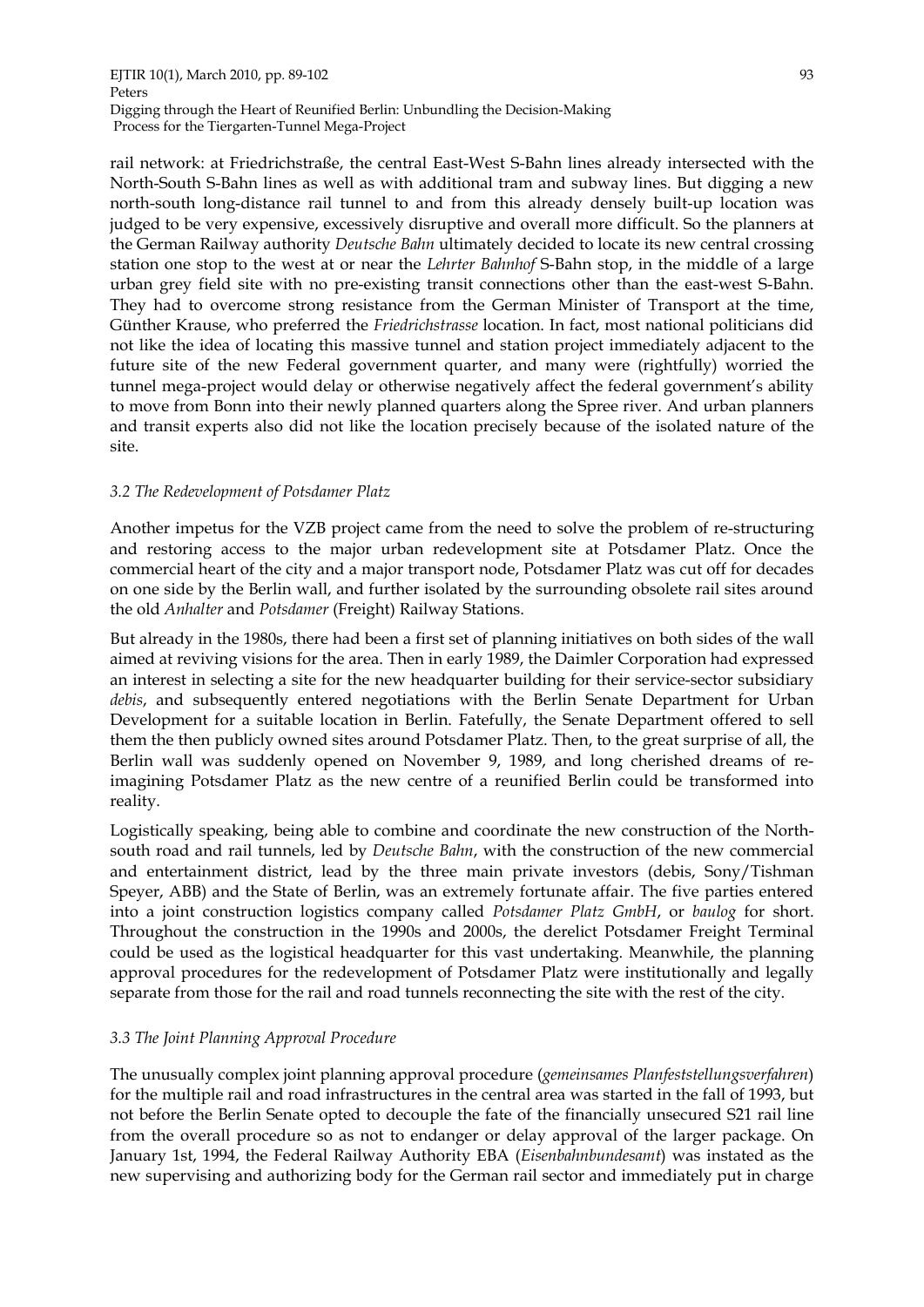rail network: at Friedrichstraße, the central East-West S-Bahn lines already intersected with the North-South S-Bahn lines as well as with additional tram and subway lines. But digging a new north-south long-distance rail tunnel to and from this already densely built-up location was judged to be very expensive, excessively disruptive and overall more difficult. So the planners at the German Railway authority *Deutsche Bahn* ultimately decided to locate its new central crossing station one stop to the west at or near the *Lehrter Bahnhof* S-Bahn stop, in the middle of a large urban grey field site with no pre-existing transit connections other than the east-west S-Bahn. They had to overcome strong resistance from the German Minister of Transport at the time, Günther Krause, who preferred the *Friedrichstrasse* location. In fact, most national politicians did not like the idea of locating this massive tunnel and station project immediately adjacent to the future site of the new Federal government quarter, and many were (rightfully) worried the tunnel mega-project would delay or otherwise negatively affect the federal government's ability to move from Bonn into their newly planned quarters along the Spree river. And urban planners and transit experts also did not like the location precisely because of the isolated nature of the site.

### *3.2 The Redevelopment of Potsdamer Platz*

Another impetus for the VZB project came from the need to solve the problem of re-structuring and restoring access to the major urban redevelopment site at Potsdamer Platz. Once the commercial heart of the city and a major transport node, Potsdamer Platz was cut off for decades on one side by the Berlin wall, and further isolated by the surrounding obsolete rail sites around the old *Anhalter* and *Potsdamer* (Freight) Railway Stations.

But already in the 1980s, there had been a first set of planning initiatives on both sides of the wall aimed at reviving visions for the area. Then in early 1989, the Daimler Corporation had expressed an interest in selecting a site for the new headquarter building for their service-sector subsidiary *debis*, and subsequently entered negotiations with the Berlin Senate Department for Urban Development for a suitable location in Berlin. Fatefully, the Senate Department offered to sell them the then publicly owned sites around Potsdamer Platz. Then, to the great surprise of all, the Berlin wall was suddenly opened on November 9, 1989, and long cherished dreams of re-imagining Potsdamer Platz as the new centre of a reunified Berlin could be transformed into reality.

Logistically speaking, being able to combine and coordinate the new construction of the North-south road and rail tunnels, led by *Deutsche Bahn*, with the construction of the new commercial and entertainment district, lead by the three main private investors (debis, Sony/Tishman Speyer, ABB) and the State of Berlin, was an extremely fortunate affair. The five parties entered into a joint construction logistics company called *Potsdamer Platz GmbH*, or *baulog* for short. Throughout the construction in the 1990s and 2000s, the derelict Potsdamer Freight Terminal could be used as the logistical headquarter for this vast undertaking. Meanwhile, the planning approval procedures for the redevelopment of Potsdamer Platz were institutionally and legally separate from those for the rail and road tunnels reconnecting the site with the rest of the city.

### *3.3 The Joint Planning Approval Procedure*

The unusually complex joint planning approval procedure (*gemeinsames Planfeststellungsverfahren*) for the multiple rail and road infrastructures in the central area was started in the fall of 1993, but not before the Berlin Senate opted to decouple the fate of the financially unsecured S21 rail line from the overall procedure so as not to endanger or delay approval of the larger package. On January 1st, 1994, the Federal Railway Authority EBA (*Eisenbahnbundesamt*) was instated as the new supervising and authorizing body for the German rail sector and immediately put in charge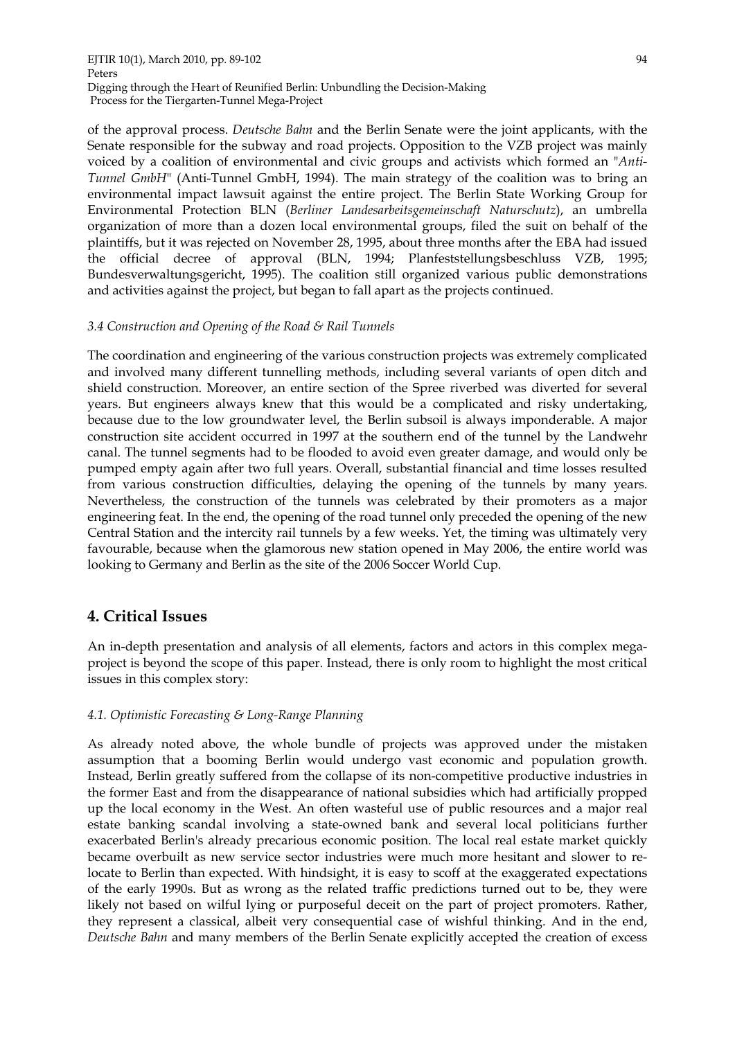of the approval process. *Deutsche Bahn* and the Berlin Senate were the joint applicants, with the Senate responsible for the subway and road projects. Opposition to the VZB project was mainly voiced by a coalition of environmental and civic groups and activists which formed an "*Anti-Tunnel GmbH*" (Anti-Tunnel GmbH, 1994). The main strategy of the coalition was to bring an environmental impact lawsuit against the entire project. The Berlin State Working Group for Environmental Protection BLN (*Berliner Landesarbeitsgemeinschaft Naturschutz*), an umbrella organization of more than a dozen local environmental groups, filed the suit on behalf of the plaintiffs, but it was rejected on November 28, 1995, about three months after the EBA had issued the official decree of approval (BLN, 1994; Planfeststellungsbeschluss VZB, 1995; Bundesverwaltungsgericht, 1995). The coalition still organized various public demonstrations and activities against the project, but began to fall apart as the projects continued.

### *3.4 Construction and Opening of the Road & Rail Tunnels*

The coordination and engineering of the various construction projects was extremely complicated and involved many different tunnelling methods, including several variants of open ditch and shield construction. Moreover, an entire section of the Spree riverbed was diverted for several years. But engineers always knew that this would be a complicated and risky undertaking, because due to the low groundwater level, the Berlin subsoil is always imponderable. A major construction site accident occurred in 1997 at the southern end of the tunnel by the Landwehr canal. The tunnel segments had to be flooded to avoid even greater damage, and would only be pumped empty again after two full years. Overall, substantial financial and time losses resulted from various construction difficulties, delaying the opening of the tunnels by many years. Nevertheless, the construction of the tunnels was celebrated by their promoters as a major engineering feat. In the end, the opening of the road tunnel only preceded the opening of the new Central Station and the intercity rail tunnels by a few weeks. Yet, the timing was ultimately very favourable, because when the glamorous new station opened in May 2006, the entire world was looking to Germany and Berlin as the site of the 2006 Soccer World Cup.

## 4. Critical Issues

An in-depth presentation and analysis of all elements, factors and actors in this complex mega-project is beyond the scope of this paper. Instead, there is only room to highlight the most critical issues in this complex story:

### *4.1. Optimistic Forecasting & Long-Range Planning*

As already noted above, the whole bundle of projects was approved under the mistaken assumption that a booming Berlin would undergo vast economic and population growth. Instead, Berlin greatly suffered from the collapse of its non-competitive productive industries in the former East and from the disappearance of national subsidies which had artificially propped up the local economy in the West. An often wasteful use of public resources and a major real estate banking scandal involving a state-owned bank and several local politicians further exacerbated Berlin's already precarious economic position. The local real estate market quickly became overbuilt as new service sector industries were much more hesitant and slower to re-locate to Berlin than expected. With hindsight, it is easy to scoff at the exaggerated expectations of the early 1990s. But as wrong as the related traffic predictions turned out to be, they were likely not based on wilful lying or purposeful deceit on the part of project promoters. Rather, they represent a classical, albeit very consequential case of wishful thinking. And in the end, *Deutsche Bahn* and many members of the Berlin Senate explicitly accepted the creation of excess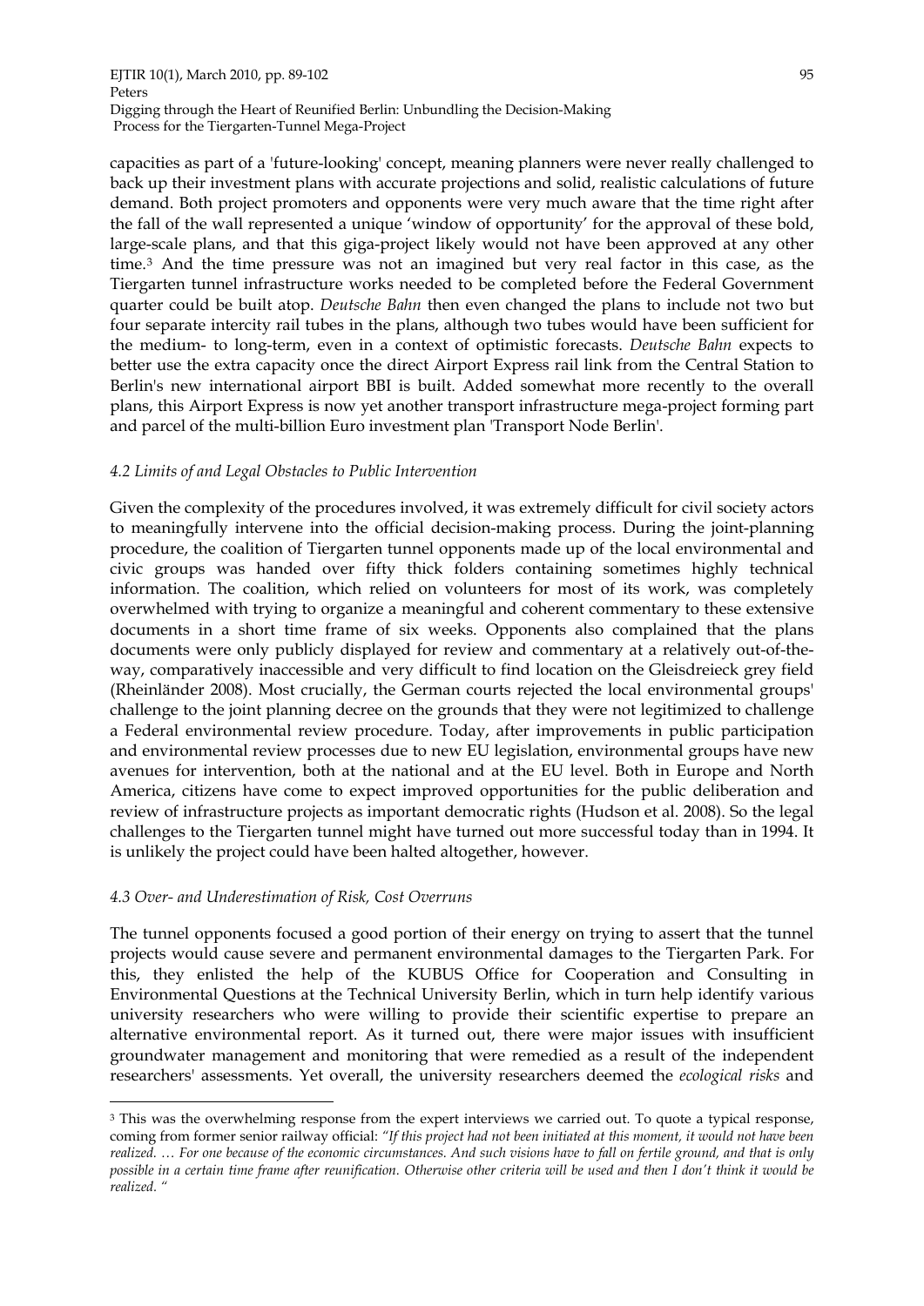capacities as part of a 'future-looking' concept, meaning planners were never really challenged to back up their investment plans with accurate projections and solid, realistic calculations of future demand. Both project promoters and opponents were very much aware that the time right after the fall of the wall represented a unique 'window of opportunity' for the approval of these bold, large-scale plans, and that this giga-project likely would not have been approved at any other time.[3] And the time pressure was not an imagined but very real factor in this case, as the Tiergarten tunnel infrastructure works needed to be completed before the Federal Government quarter could be built atop. *Deutsche Bahn* then even changed the plans to include not two but four separate intercity rail tubes in the plans, although two tubes would have been sufficient for the medium- to long-term, even in a context of optimistic forecasts. *Deutsche Bahn* expects to better use the extra capacity once the direct Airport Express rail link from the Central Station to Berlin's new international airport BBI is built. Added somewhat more recently to the overall plans, this Airport Express is now yet another transport infrastructure mega-project forming part and parcel of the multi-billion Euro investment plan 'Transport Node Berlin'.

#### *4.2 Limits of and Legal Obstacles to Public Intervention*

Given the complexity of the procedures involved, it was extremely difficult for civil society actors to meaningfully intervene into the official decision-making process. During the joint-planning procedure, the coalition of Tiergarten tunnel opponents made up of the local environmental and civic groups was handed over fifty thick folders containing sometimes highly technical information. The coalition, which relied on volunteers for most of its work, was completely overwhelmed with trying to organize a meaningful and coherent commentary to these extensive documents in a short time frame of six weeks. Opponents also complained that the plans documents were only publicly displayed for review and commentary at a relatively out-of-the-way, comparatively inaccessible and very difficult to find location on the Gleisdreieck grey field (Rheinländer 2008). Most crucially, the German courts rejected the local environmental groups' challenge to the joint planning decree on the grounds that they were not legitimized to challenge a Federal environmental review procedure. Today, after improvements in public participation and environmental review processes due to new EU legislation, environmental groups have new avenues for intervention, both at the national and at the EU level. Both in Europe and North America, citizens have come to expect improved opportunities for the public deliberation and review of infrastructure projects as important democratic rights (Hudson et al. 2008). So the legal challenges to the Tiergarten tunnel might have turned out more successful today than in 1994. It is unlikely the project could have been halted altogether, however.

#### *4.3 Over- and Underestimation of Risk, Cost Overruns*

The tunnel opponents focused a good portion of their energy on trying to assert that the tunnel projects would cause severe and permanent environmental damages to the Tiergarten Park. For this, they enlisted the help of the KUBUS Office for Cooperation and Consulting in Environmental Questions at the Technical University Berlin, which in turn help identify various university researchers who were willing to provide their scientific expertise to prepare an alternative environmental report. As it turned out, there were major issues with insufficient groundwater management and monitoring that were remedied as a result of the independent researchers' assessments. Yet overall, the university researchers deemed the *ecological risks* and

---

[3] This was the overwhelming response from the expert interviews we carried out. To quote a typical response, coming from former senior railway official: *"If this project had not been initiated at this moment, it would not have been realized. … For one because of the economic circumstances. And such visions have to fall on fertile ground, and that is only possible in a certain time frame after reunification. Otherwise other criteria will be used and then I don't think it would be realized. "*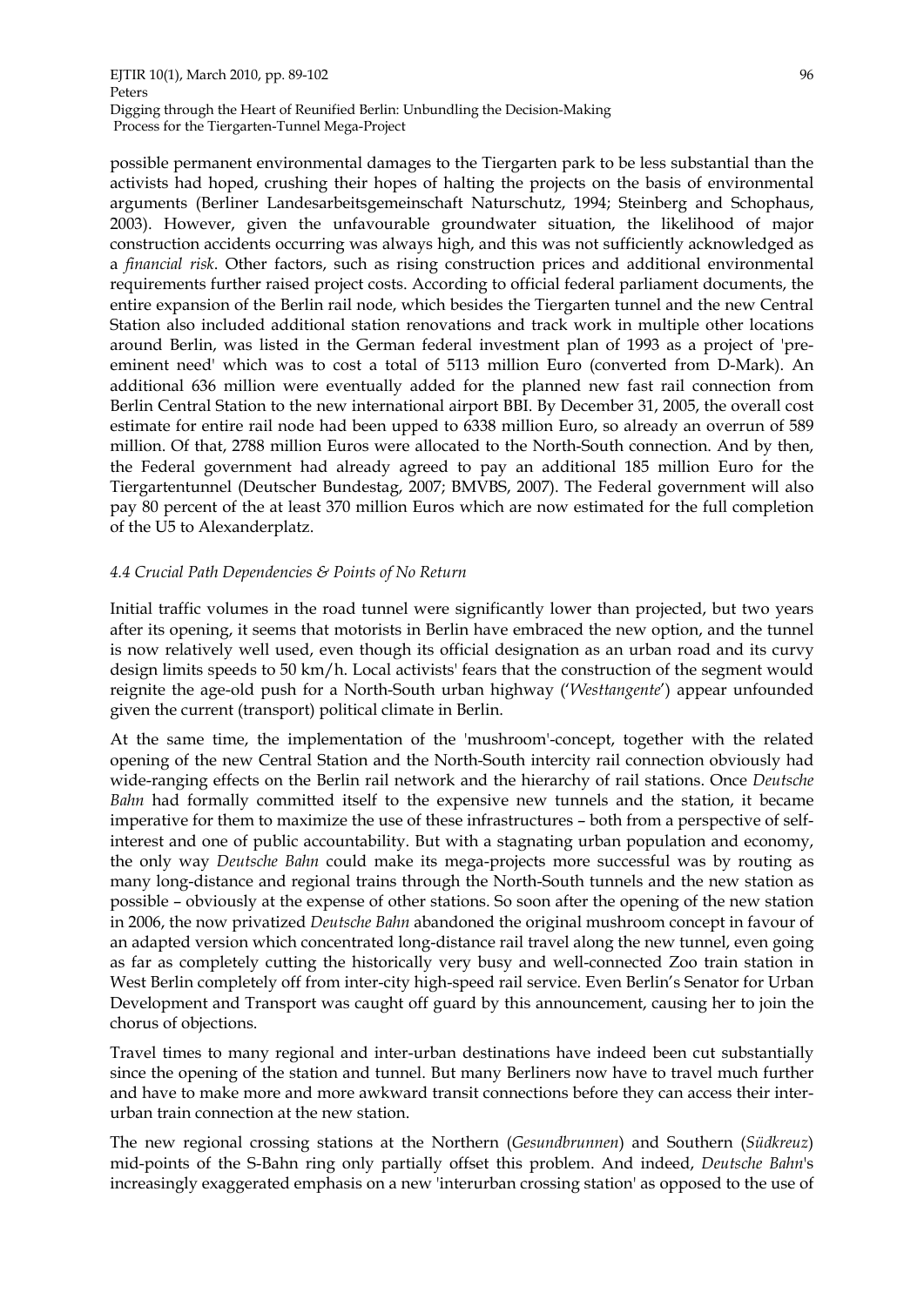possible permanent environmental damages to the Tiergarten park to be less substantial than the activists had hoped, crushing their hopes of halting the projects on the basis of environmental arguments (Berliner Landesarbeitsgemeinschaft Naturschutz, 1994; Steinberg and Schophaus, 2003). However, given the unfavourable groundwater situation, the likelihood of major construction accidents occurring was always high, and this was not sufficiently acknowledged as a *financial risk*. Other factors, such as rising construction prices and additional environmental requirements further raised project costs. According to official federal parliament documents, the entire expansion of the Berlin rail node, which besides the Tiergarten tunnel and the new Central Station also included additional station renovations and track work in multiple other locations around Berlin, was listed in the German federal investment plan of 1993 as a project of 'pre-eminent need' which was to cost a total of 5113 million Euro (converted from D-Mark). An additional 636 million were eventually added for the planned new fast rail connection from Berlin Central Station to the new international airport BBI. By December 31, 2005, the overall cost estimate for entire rail node had been upped to 6338 million Euro, so already an overrun of 589 million. Of that, 2788 million Euros were allocated to the North-South connection. And by then, the Federal government had already agreed to pay an additional 185 million Euro for the Tiergartentunnel (Deutscher Bundestag, 2007; BMVBS, 2007). The Federal government will also pay 80 percent of the at least 370 million Euros which are now estimated for the full completion of the U5 to Alexanderplatz.

### *4.4 Crucial Path Dependencies & Points of No Return*

Initial traffic volumes in the road tunnel were significantly lower than projected, but two years after its opening, it seems that motorists in Berlin have embraced the new option, and the tunnel is now relatively well used, even though its official designation as an urban road and its curvy design limits speeds to 50 km/h. Local activists' fears that the construction of the segment would reignite the age-old push for a North-South urban highway ('*Westtangente*') appear unfounded given the current (transport) political climate in Berlin.

At the same time, the implementation of the 'mushroom'-concept, together with the related opening of the new Central Station and the North-South intercity rail connection obviously had wide-ranging effects on the Berlin rail network and the hierarchy of rail stations. Once *Deutsche Bahn* had formally committed itself to the expensive new tunnels and the station, it became imperative for them to maximize the use of these infrastructures – both from a perspective of self-interest and one of public accountability. But with a stagnating urban population and economy, the only way *Deutsche Bahn* could make its mega-projects more successful was by routing as many long-distance and regional trains through the North-South tunnels and the new station as possible – obviously at the expense of other stations. So soon after the opening of the new station in 2006, the now privatized *Deutsche Bahn* abandoned the original mushroom concept in favour of an adapted version which concentrated long-distance rail travel along the new tunnel, even going as far as completely cutting the historically very busy and well-connected Zoo train station in West Berlin completely off from inter-city high-speed rail service. Even Berlin's Senator for Urban Development and Transport was caught off guard by this announcement, causing her to join the chorus of objections.

Travel times to many regional and inter-urban destinations have indeed been cut substantially since the opening of the station and tunnel. But many Berliners now have to travel much further and have to make more and more awkward transit connections before they can access their inter-urban train connection at the new station.

The new regional crossing stations at the Northern (*Gesundbrunnen*) and Southern (*Südkreuz*) mid-points of the S-Bahn ring only partially offset this problem. And indeed, *Deutsche Bahn*'s increasingly exaggerated emphasis on a new 'interurban crossing station' as opposed to the use of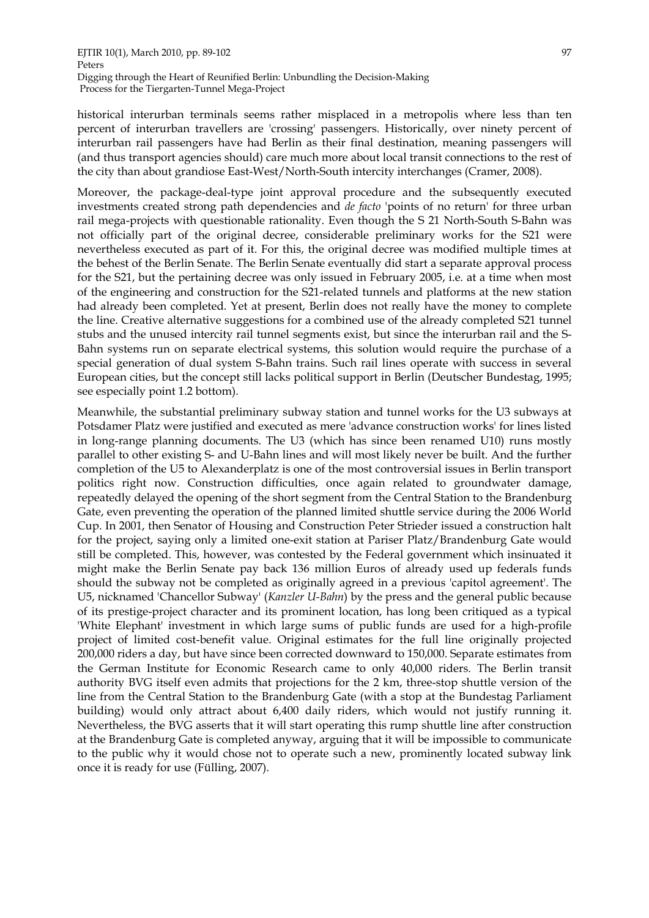historical interurban terminals seems rather misplaced in a metropolis where less than ten percent of interurban travellers are 'crossing' passengers. Historically, over ninety percent of interurban rail passengers have had Berlin as their final destination, meaning passengers will (and thus transport agencies should) care much more about local transit connections to the rest of the city than about grandiose East-West/North-South intercity interchanges (Cramer, 2008).

Moreover, the package-deal-type joint approval procedure and the subsequently executed investments created strong path dependencies and *de facto* 'points of no return' for three urban rail mega-projects with questionable rationality. Even though the S 21 North-South S-Bahn was not officially part of the original decree, considerable preliminary works for the S21 were nevertheless executed as part of it. For this, the original decree was modified multiple times at the behest of the Berlin Senate. The Berlin Senate eventually did start a separate approval process for the S21, but the pertaining decree was only issued in February 2005, i.e. at a time when most of the engineering and construction for the S21-related tunnels and platforms at the new station had already been completed. Yet at present, Berlin does not really have the money to complete the line. Creative alternative suggestions for a combined use of the already completed S21 tunnel stubs and the unused intercity rail tunnel segments exist, but since the interurban rail and the S-Bahn systems run on separate electrical systems, this solution would require the purchase of a special generation of dual system S-Bahn trains. Such rail lines operate with success in several European cities, but the concept still lacks political support in Berlin (Deutscher Bundestag, 1995; see especially point 1.2 bottom).

Meanwhile, the substantial preliminary subway station and tunnel works for the U3 subways at Potsdamer Platz were justified and executed as mere 'advance construction works' for lines listed in long-range planning documents. The U3 (which has since been renamed U10) runs mostly parallel to other existing S- and U-Bahn lines and will most likely never be built. And the further completion of the U5 to Alexanderplatz is one of the most controversial issues in Berlin transport politics right now. Construction difficulties, once again related to groundwater damage, repeatedly delayed the opening of the short segment from the Central Station to the Brandenburg Gate, even preventing the operation of the planned limited shuttle service during the 2006 World Cup. In 2001, then Senator of Housing and Construction Peter Strieder issued a construction halt for the project, saying only a limited one-exit station at Pariser Platz/Brandenburg Gate would still be completed. This, however, was contested by the Federal government which insinuated it might make the Berlin Senate pay back 136 million Euros of already used up federals funds should the subway not be completed as originally agreed in a previous 'capitol agreement'. The U5, nicknamed 'Chancellor Subway' (*Kanzler U-Bahn*) by the press and the general public because of its prestige-project character and its prominent location, has long been critiqued as a typical 'White Elephant' investment in which large sums of public funds are used for a high-profile project of limited cost-benefit value. Original estimates for the full line originally projected 200,000 riders a day, but have since been corrected downward to 150,000. Separate estimates from the German Institute for Economic Research came to only 40,000 riders. The Berlin transit authority BVG itself even admits that projections for the 2 km, three-stop shuttle version of the line from the Central Station to the Brandenburg Gate (with a stop at the Bundestag Parliament building) would only attract about 6,400 daily riders, which would not justify running it. Nevertheless, the BVG asserts that it will start operating this rump shuttle line after construction at the Brandenburg Gate is completed anyway, arguing that it will be impossible to communicate to the public why it would chose not to operate such a new, prominently located subway link once it is ready for use (Fülling, 2007).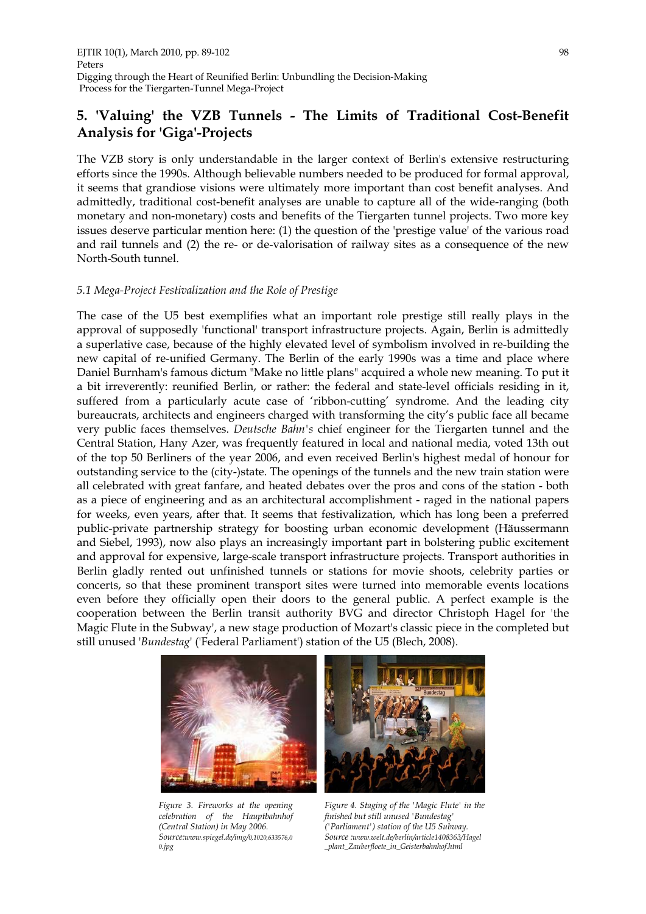## 5. 'Valuing' the VZB Tunnels - The Limits of Traditional Cost-Benefit Analysis for 'Giga'-Projects

The VZB story is only understandable in the larger context of Berlin's extensive restructuring efforts since the 1990s. Although believable numbers needed to be produced for formal approval, it seems that grandiose visions were ultimately more important than cost benefit analyses. And admittedly, traditional cost-benefit analyses are unable to capture all of the wide-ranging (both monetary and non-monetary) costs and benefits of the Tiergarten tunnel projects. Two more key issues deserve particular mention here: (1) the question of the 'prestige value' of the various road and rail tunnels and (2) the re- or de-valorisation of railway sites as a consequence of the new North-South tunnel.

### *5.1 Mega-Project Festivalization and the Role of Prestige*

The case of the U5 best exemplifies what an important role prestige still really plays in the approval of supposedly 'functional' transport infrastructure projects. Again, Berlin is admittedly a superlative case, because of the highly elevated level of symbolism involved in re-building the new capital of re-unified Germany. The Berlin of the early 1990s was a time and place where Daniel Burnham's famous dictum "Make no little plans" acquired a whole new meaning. To put it a bit irreverently: reunified Berlin, or rather: the federal and state-level officials residing in it, suffered from a particularly acute case of 'ribbon-cutting' syndrome. And the leading city bureaucrats, architects and engineers charged with transforming the city's public face all became very public faces themselves. *Deutsche Bahn's* chief engineer for the Tiergarten tunnel and the Central Station, Hany Azer, was frequently featured in local and national media, voted 13th out of the top 50 Berliners of the year 2006, and even received Berlin's highest medal of honour for outstanding service to the (city-)state. The openings of the tunnels and the new train station were all celebrated with great fanfare, and heated debates over the pros and cons of the station - both as a piece of engineering and as an architectural accomplishment - raged in the national papers for weeks, even years, after that. It seems that festivalization, which has long been a preferred public-private partnership strategy for boosting urban economic development (Häussermann and Siebel, 1993), now also plays an increasingly important part in bolstering public excitement and approval for expensive, large-scale transport infrastructure projects. Transport authorities in Berlin gladly rented out unfinished tunnels or stations for movie shoots, celebrity parties or concerts, so that these prominent transport sites were turned into memorable events locations even before they officially open their doors to the general public. A perfect example is the cooperation between the Berlin transit authority BVG and director Christoph Hagel for 'the Magic Flute in the Subway', a new stage production of Mozart's classic piece in the completed but still unused '*Bundestag*' ('Federal Parliament') station of the U5 (Blech, 2008).

*Figure 3. Fireworks at the opening celebration of the Hauptbahnhof (Central Station) in May 2006. Source:www.spiegel.de/img/0,1020,633576,00.jpg*

*Figure 4. Staging of the 'Magic Flute' in the finished but still unused 'Bundestag' ('Parliament') station of the U5 Subway. Source :www.welt.de/berlin/article1408363/Hagel_plant_Zauberfloete_in_Geisterbahnhof.html*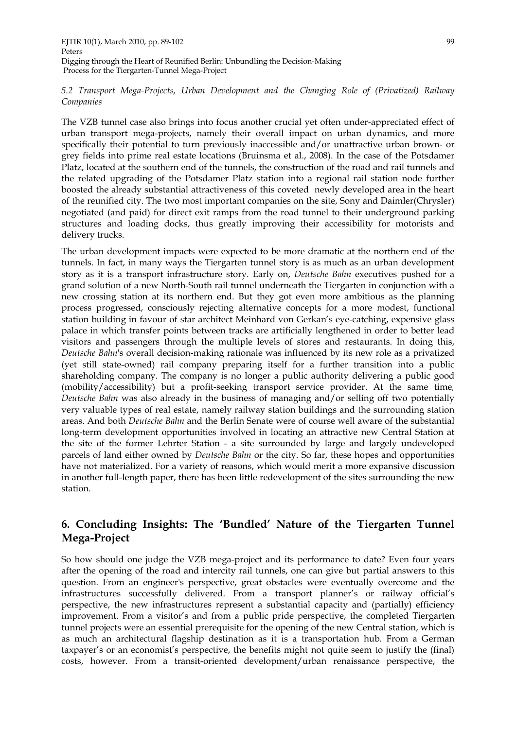*5.2 Transport Mega-Projects, Urban Development and the Changing Role of (Privatized) Railway Companies*

The VZB tunnel case also brings into focus another crucial yet often under-appreciated effect of urban transport mega-projects, namely their overall impact on urban dynamics, and more specifically their potential to turn previously inaccessible and/or unattractive urban brown- or grey fields into prime real estate locations (Bruinsma et al., 2008). In the case of the Potsdamer Platz, located at the southern end of the tunnels, the construction of the road and rail tunnels and the related upgrading of the Potsdamer Platz station into a regional rail station node further boosted the already substantial attractiveness of this coveted newly developed area in the heart of the reunified city. The two most important companies on the site, Sony and Daimler(Chrysler) negotiated (and paid) for direct exit ramps from the road tunnel to their underground parking structures and loading docks, thus greatly improving their accessibility for motorists and delivery trucks.

The urban development impacts were expected to be more dramatic at the northern end of the tunnels. In fact, in many ways the Tiergarten tunnel story is as much as an urban development story as it is a transport infrastructure story. Early on, *Deutsche Bahn* executives pushed for a grand solution of a new North-South rail tunnel underneath the Tiergarten in conjunction with a new crossing station at its northern end. But they got even more ambitious as the planning process progressed, consciously rejecting alternative concepts for a more modest, functional station building in favour of star architect Meinhard von Gerkan's eye-catching, expensive glass palace in which transfer points between tracks are artificially lengthened in order to better lead visitors and passengers through the multiple levels of stores and restaurants. In doing this, *Deutsche Bahn*'s overall decision-making rationale was influenced by its new role as a privatized (yet still state-owned) rail company preparing itself for a further transition into a public shareholding company. The company is no longer a public authority delivering a public good (mobility/accessibility) but a profit-seeking transport service provider. At the same time, *Deutsche Bahn* was also already in the business of managing and/or selling off two potentially very valuable types of real estate, namely railway station buildings and the surrounding station areas. And both *Deutsche Bahn* and the Berlin Senate were of course well aware of the substantial long-term development opportunities involved in locating an attractive new Central Station at the site of the former Lehrter Station - a site surrounded by large and largely undeveloped parcels of land either owned by *Deutsche Bahn* or the city. So far, these hopes and opportunities have not materialized. For a variety of reasons, which would merit a more expansive discussion in another full-length paper, there has been little redevelopment of the sites surrounding the new station.

## 6. Concluding Insights: The 'Bundled' Nature of the Tiergarten Tunnel Mega-Project

So how should one judge the VZB mega-project and its performance to date? Even four years after the opening of the road and intercity rail tunnels, one can give but partial answers to this question. From an engineer's perspective, great obstacles were eventually overcome and the infrastructures successfully delivered. From a transport planner's or railway official's perspective, the new infrastructures represent a substantial capacity and (partially) efficiency improvement. From a visitor's and from a public pride perspective, the completed Tiergarten tunnel projects were an essential prerequisite for the opening of the new Central station, which is as much an architectural flagship destination as it is a transportation hub. From a German taxpayer's or an economist's perspective, the benefits might not quite seem to justify the (final) costs, however. From a transit-oriented development/urban renaissance perspective, the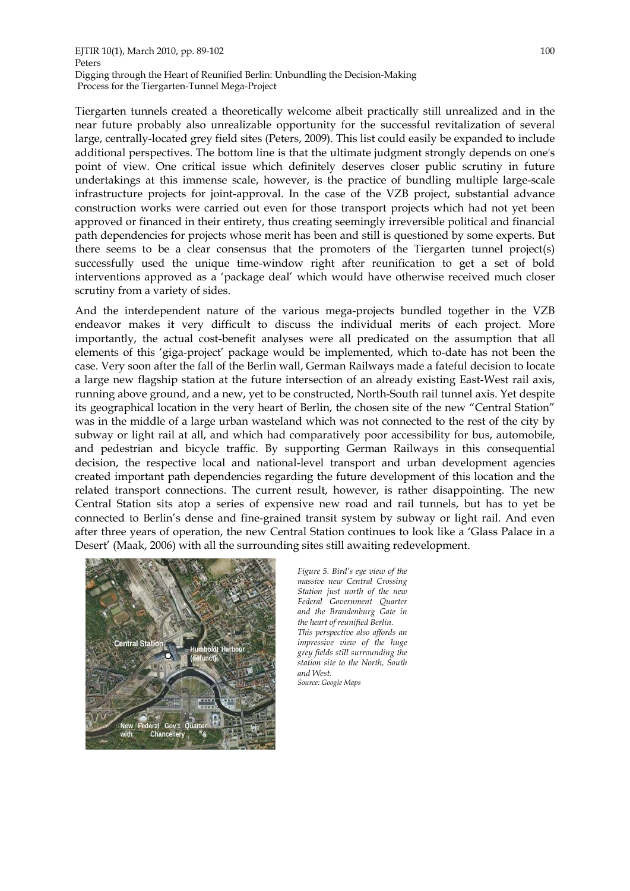Tiergarten tunnels created a theoretically welcome albeit practically still unrealized and in the near future probably also unrealizable opportunity for the successful revitalization of several large, centrally-located grey field sites (Peters, 2009). This list could easily be expanded to include additional perspectives. The bottom line is that the ultimate judgment strongly depends on one's point of view. One critical issue which definitely deserves closer public scrutiny in future undertakings at this immense scale, however, is the practice of bundling multiple large-scale infrastructure projects for joint-approval. In the case of the VZB project, substantial advance construction works were carried out even for those transport projects which had not yet been approved or financed in their entirety, thus creating seemingly irreversible political and financial path dependencies for projects whose merit has been and still is questioned by some experts. But there seems to be a clear consensus that the promoters of the Tiergarten tunnel project(s) successfully used the unique time-window right after reunification to get a set of bold interventions approved as a 'package deal' which would have otherwise received much closer scrutiny from a variety of sides.

And the interdependent nature of the various mega-projects bundled together in the VZB endeavor makes it very difficult to discuss the individual merits of each project. More importantly, the actual cost-benefit analyses were all predicated on the assumption that all elements of this 'giga-project' package would be implemented, which to-date has not been the case. Very soon after the fall of the Berlin wall, German Railways made a fateful decision to locate a large new flagship station at the future intersection of an already existing East-West rail axis, running above ground, and a new, yet to be constructed, North-South rail tunnel axis. Yet despite its geographical location in the very heart of Berlin, the chosen site of the new "Central Station" was in the middle of a large urban wasteland which was not connected to the rest of the city by subway or light rail at all, and which had comparatively poor accessibility for bus, automobile, and pedestrian and bicycle traffic. By supporting German Railways in this consequential decision, the respective local and national-level transport and urban development agencies created important path dependencies regarding the future development of this location and the related transport connections. The current result, however, is rather disappointing. The new Central Station sits atop a series of expensive new road and rail tunnels, but has to yet be connected to Berlin's dense and fine-grained transit system by subway or light rail. And even after three years of operation, the new Central Station continues to look like a 'Glass Palace in a Desert' (Maak, 2006) with all the surrounding sites still awaiting redevelopment.

*Figure 5. Bird's eye view of the massive new Central Crossing Station just north of the new Federal Government Quarter and the Brandenburg Gate in the heart of reunified Berlin. This perspective also affords an impressive view of the huge grey fields still surrounding the station site to the North, South and West.*
*Source: Google Maps*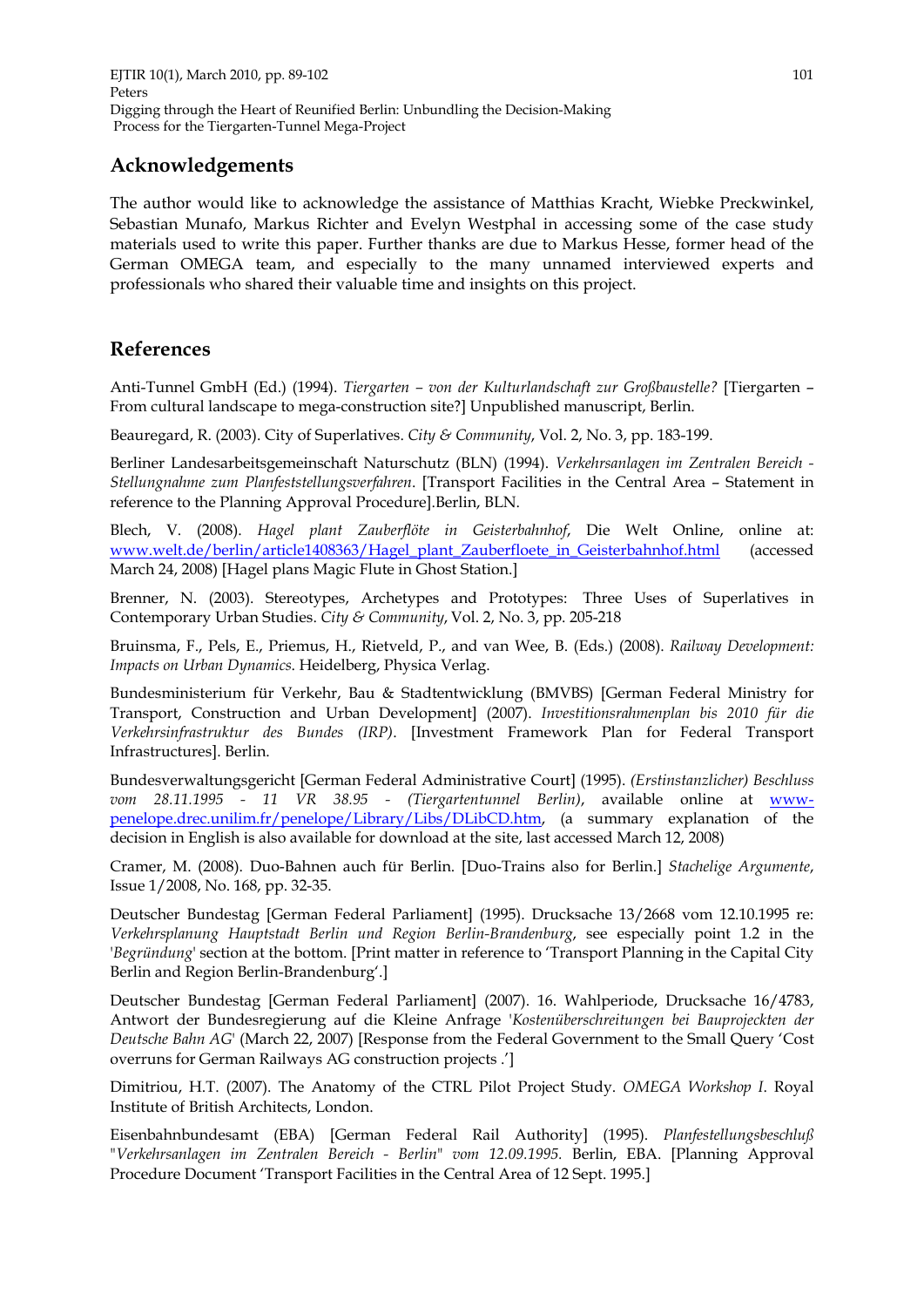## Acknowledgements

The author would like to acknowledge the assistance of Matthias Kracht, Wiebke Preckwinkel, Sebastian Munafo, Markus Richter and Evelyn Westphal in accessing some of the case study materials used to write this paper. Further thanks are due to Markus Hesse, former head of the German OMEGA team, and especially to the many unnamed interviewed experts and professionals who shared their valuable time and insights on this project.

## References

Anti-Tunnel GmbH (Ed.) (1994). *Tiergarten – von der Kulturlandschaft zur Großbaustelle?* [Tiergarten – From cultural landscape to mega-construction site?] Unpublished manuscript, Berlin.

Beauregard, R. (2003). City of Superlatives. *City & Community*, Vol. 2, No. 3, pp. 183-199.

Berliner Landesarbeitsgemeinschaft Naturschutz (BLN) (1994). *Verkehrsanlagen im Zentralen Bereich - Stellungnahme zum Planfeststellungsverfahren*. [Transport Facilities in the Central Area – Statement in reference to the Planning Approval Procedure].Berlin, BLN.

Blech, V. (2008). *Hagel plant Zauberflöte in Geisterbahnhof*, Die Welt Online, online at: www.welt.de/berlin/article1408363/Hagel_plant_Zauberfloete_in_Geisterbahnhof.html (accessed March 24, 2008) [Hagel plans Magic Flute in Ghost Station.]

Brenner, N. (2003). Stereotypes, Archetypes and Prototypes: Three Uses of Superlatives in Contemporary Urban Studies. *City & Community*, Vol. 2, No. 3, pp. 205-218

Bruinsma, F., Pels, E., Priemus, H., Rietveld, P., and van Wee, B. (Eds.) (2008). *Railway Development: Impacts on Urban Dynamics*. Heidelberg, Physica Verlag.

Bundesministerium für Verkehr, Bau & Stadtentwicklung (BMVBS) [German Federal Ministry for Transport, Construction and Urban Development] (2007). *Investitionsrahmenplan bis 2010 für die Verkehrsinfrastruktur des Bundes (IRP)*. [Investment Framework Plan for Federal Transport Infrastructures]. Berlin.

Bundesverwaltungsgericht [German Federal Administrative Court] (1995). *(Erstinstanzlicher) Beschluss vom 28.11.1995 - 11 VR 38.95 - (Tiergartentunnel Berlin)*, available online at www-penelope.drec.unilim.fr/penelope/Library/Libs/DLibCD.htm, (a summary explanation of the decision in English is also available for download at the site, last accessed March 12, 2008)

Cramer, M. (2008). Duo-Bahnen auch für Berlin. [Duo-Trains also for Berlin.] *Stachelige Argumente*, Issue 1/2008, No. 168, pp. 32-35.

Deutscher Bundestag [German Federal Parliament] (1995). Drucksache 13/2668 vom 12.10.1995 re: *Verkehrsplanung Hauptstadt Berlin und Region Berlin-Brandenburg*, see especially point 1.2 in the '*Begründung*' section at the bottom. [Print matter in reference to 'Transport Planning in the Capital City Berlin and Region Berlin-Brandenburg'.]

Deutscher Bundestag [German Federal Parliament] (2007). 16. Wahlperiode, Drucksache 16/4783, Antwort der Bundesregierung auf die Kleine Anfrage '*Kostenüberschreitungen bei Bauprojeckten der Deutsche Bahn AG*' (March 22, 2007) [Response from the Federal Government to the Small Query 'Cost overruns for German Railways AG construction projects .']

Dimitriou, H.T. (2007). The Anatomy of the CTRL Pilot Project Study. *OMEGA Workshop I*. Royal Institute of British Architects, London.

Eisenbahnbundesamt (EBA) [German Federal Rail Authority] (1995). *Planfestellungsbeschluß "Verkehrsanlagen im Zentralen Bereich - Berlin" vom 12.09.1995.* Berlin, EBA. [Planning Approval Procedure Document 'Transport Facilities in the Central Area of 12 Sept. 1995.]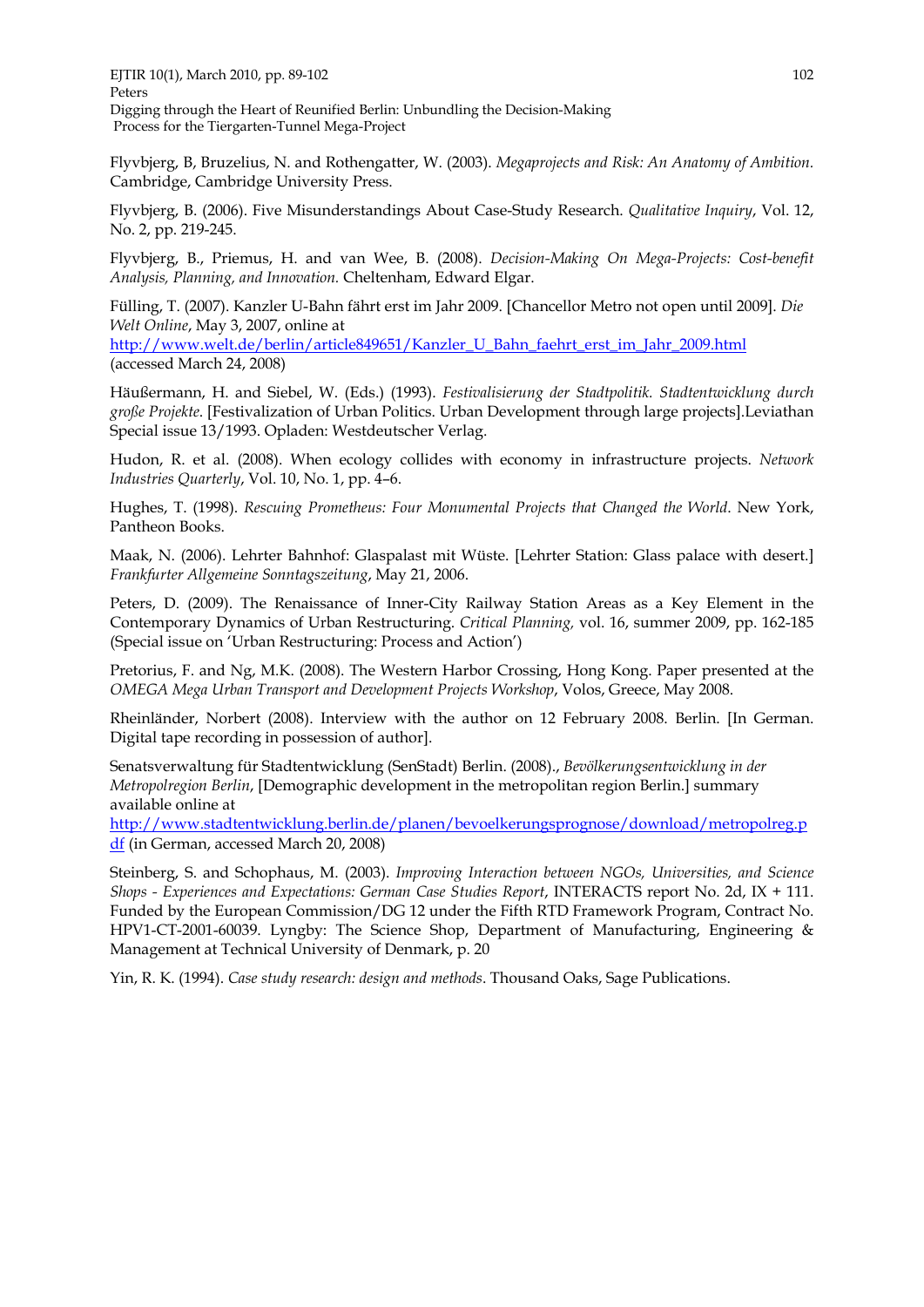Flyvbjerg, B, Bruzelius, N. and Rothengatter, W. (2003). *Megaprojects and Risk: An Anatomy of Ambition*. Cambridge, Cambridge University Press.

Flyvbjerg, B. (2006). Five Misunderstandings About Case-Study Research. *Qualitative Inquiry*, Vol. 12, No. 2, pp. 219-245.

Flyvbjerg, B., Priemus, H. and van Wee, B. (2008). *Decision-Making On Mega-Projects: Cost-benefit Analysis, Planning, and Innovation.* Cheltenham, Edward Elgar.

Fülling, T. (2007). Kanzler U-Bahn fährt erst im Jahr 2009. [Chancellor Metro not open until 2009]. *Die Welt Online*, May 3, 2007, online at http://www.welt.de/berlin/article849651/Kanzler_U_Bahn_faehrt_erst_im_Jahr_2009.html (accessed March 24, 2008)

Häußermann, H. and Siebel, W. (Eds.) (1993). *Festivalisierung der Stadtpolitik. Stadtentwicklung durch große Projekte*. [Festivalization of Urban Politics. Urban Development through large projects].Leviathan Special issue 13/1993. Opladen: Westdeutscher Verlag.

Hudon, R. et al. (2008). When ecology collides with economy in infrastructure projects. *Network Industries Quarterly*, Vol. 10, No. 1, pp. 4–6.

Hughes, T. (1998). *Rescuing Prometheus: Four Monumental Projects that Changed the World*. New York, Pantheon Books.

Maak, N. (2006). Lehrter Bahnhof: Glaspalast mit Wüste. [Lehrter Station: Glass palace with desert.] *Frankfurter Allgemeine Sonntagszeitung*, May 21, 2006.

Peters, D. (2009). The Renaissance of Inner-City Railway Station Areas as a Key Element in the Contemporary Dynamics of Urban Restructuring. *Critical Planning,* vol. 16, summer 2009, pp. 162-185 (Special issue on 'Urban Restructuring: Process and Action')

Pretorius, F. and Ng, M.K. (2008). The Western Harbor Crossing, Hong Kong. Paper presented at the *OMEGA Mega Urban Transport and Development Projects Workshop*, Volos, Greece, May 2008.

Rheinländer, Norbert (2008). Interview with the author on 12 February 2008. Berlin. [In German. Digital tape recording in possession of author].

Senatsverwaltung für Stadtentwicklung (SenStadt) Berlin. (2008)., *Bevölkerungsentwicklung in der Metropolregion Berlin*, [Demographic development in the metropolitan region Berlin.] summary available online at http://www.stadtentwicklung.berlin.de/planen/bevoelkerungsprognose/download/metropolreg.pdf (in German, accessed March 20, 2008)

Steinberg, S. and Schophaus, M. (2003). *Improving Interaction between NGOs, Universities, and Science Shops - Experiences and Expectations: German Case Studies Report*, INTERACTS report No. 2d, IX + 111. Funded by the European Commission/DG 12 under the Fifth RTD Framework Program, Contract No. HPV1-CT-2001-60039. Lyngby: The Science Shop, Department of Manufacturing, Engineering & Management at Technical University of Denmark, p. 20

Yin, R. K. (1994). *Case study research: design and methods*. Thousand Oaks, Sage Publications.